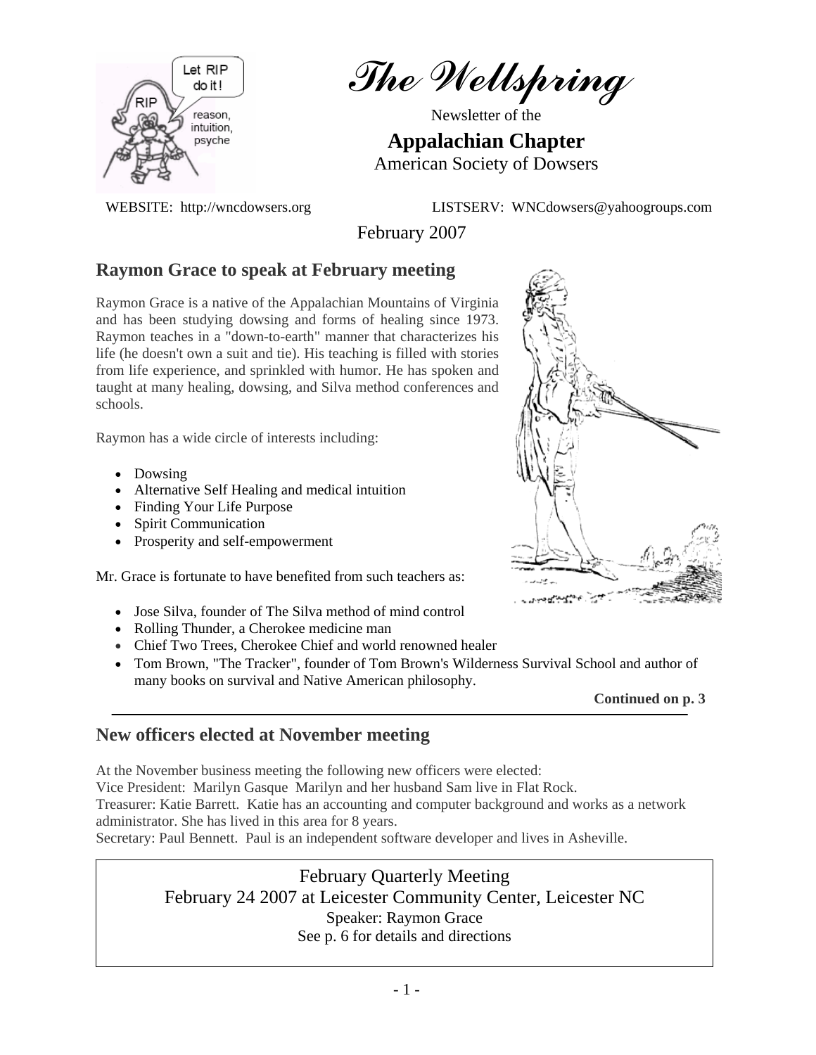# The Wellspring

Newsletter of the

**Appalachian Chapter**

American Society of Dowsers

WEBSITE: http://wncdowsers.org LISTSERV: WNCdowsers@yahoogroups.com

February 2007

## Raymon Grace to speak at February meeting

Raymon Grace is a native of the Appalachian Mountains of Virginia and has been studying dowsing and forms of healing since 1973. Raymon teaches in a "down-to-earth" manner that characterizes his life (he doesn't own a suit and tie). His teaching is filled with stories from life experience, and sprinkled with humor. He has spoken and taught at many healing, dowsing, and Silva method conferences and schools.

Raymon has a wide circle of interests including:

- Dowsing
- Alternative Self Healing and medical intuition
- Finding Your Life Purpose
- Spirit Communication
- Prosperity and self-empowerment

Mr. Grace is fortunate to have benefited from such teachers as:

- Jose Silva, founder of The Silva method of mind control
- Rolling Thunder, a Cherokee medicine man
- Chief Two Trees, Cherokee Chief and world renowned healer
- Tom Brown, "The Tracker", founder of Tom Brown's Wilderness Survival School and author of many books on survival and Native American philosophy.

**Continued on p. 3**

## New officers elected at November meeting

At the November business meeting the following new officers were elected:
Vice President: Marilyn Gasque Marilyn and her husband Sam live in Flat Rock.
Treasurer: Katie Barrett. Katie has an accounting and computer background and works as a network administrator. She has lived in this area for 8 years.
Secretary: Paul Bennett. Paul is an independent software developer and lives in Asheville.

February Quarterly Meeting
February 24 2007 at Leicester Community Center, Leicester NC
Speaker: Raymon Grace
See p. 6 for details and directions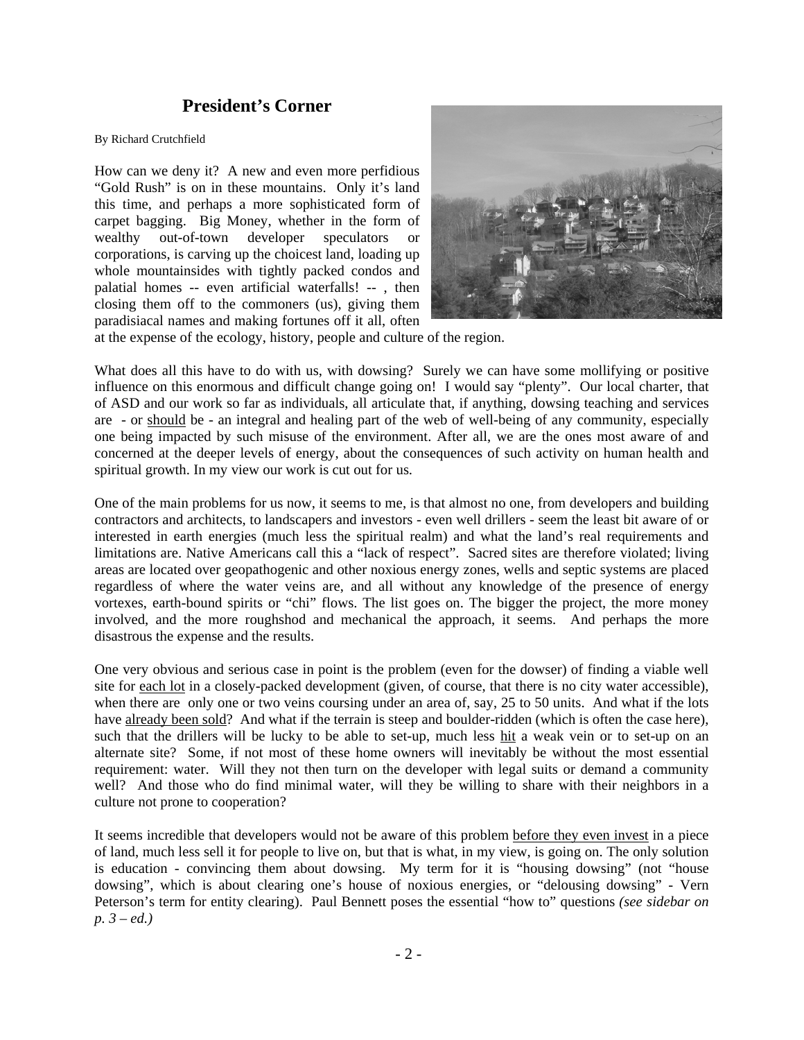## President's Corner

By Richard Crutchfield

How can we deny it? A new and even more perfidious "Gold Rush" is on in these mountains. Only it's land this time, and perhaps a more sophisticated form of carpet bagging. Big Money, whether in the form of wealthy out-of-town developer speculators or corporations, is carving up the choicest land, loading up whole mountainsides with tightly packed condos and palatial homes -- even artificial waterfalls! -- , then closing them off to the commoners (us), giving them paradisiacal names and making fortunes off it all, often at the expense of the ecology, history, people and culture of the region.

What does all this have to do with us, with dowsing? Surely we can have some mollifying or positive influence on this enormous and difficult change going on! I would say "plenty". Our local charter, that of ASD and our work so far as individuals, all articulate that, if anything, dowsing teaching and services are - or should be - an integral and healing part of the web of well-being of any community, especially one being impacted by such misuse of the environment. After all, we are the ones most aware of and concerned at the deeper levels of energy, about the consequences of such activity on human health and spiritual growth. In my view our work is cut out for us.

One of the main problems for us now, it seems to me, is that almost no one, from developers and building contractors and architects, to landscapers and investors - even well drillers - seem the least bit aware of or interested in earth energies (much less the spiritual realm) and what the land's real requirements and limitations are. Native Americans call this a "lack of respect". Sacred sites are therefore violated; living areas are located over geopathogenic and other noxious energy zones, wells and septic systems are placed regardless of where the water veins are, and all without any knowledge of the presence of energy vortexes, earth-bound spirits or "chi" flows. The list goes on. The bigger the project, the more money involved, and the more roughshod and mechanical the approach, it seems. And perhaps the more disastrous the expense and the results.

One very obvious and serious case in point is the problem (even for the dowser) of finding a viable well site for each lot in a closely-packed development (given, of course, that there is no city water accessible), when there are only one or two veins coursing under an area of, say, 25 to 50 units. And what if the lots have already been sold? And what if the terrain is steep and boulder-ridden (which is often the case here), such that the drillers will be lucky to be able to set-up, much less hit a weak vein or to set-up on an alternate site? Some, if not most of these home owners will inevitably be without the most essential requirement: water. Will they not then turn on the developer with legal suits or demand a community well? And those who do find minimal water, will they be willing to share with their neighbors in a culture not prone to cooperation?

It seems incredible that developers would not be aware of this problem before they even invest in a piece of land, much less sell it for people to live on, but that is what, in my view, is going on. The only solution is education - convincing them about dowsing. My term for it is "housing dowsing" (not "house dowsing", which is about clearing one's house of noxious energies, or "delousing dowsing" - Vern Peterson's term for entity clearing). Paul Bennett poses the essential "how to" questions *(see sidebar on p. 3 – ed.)*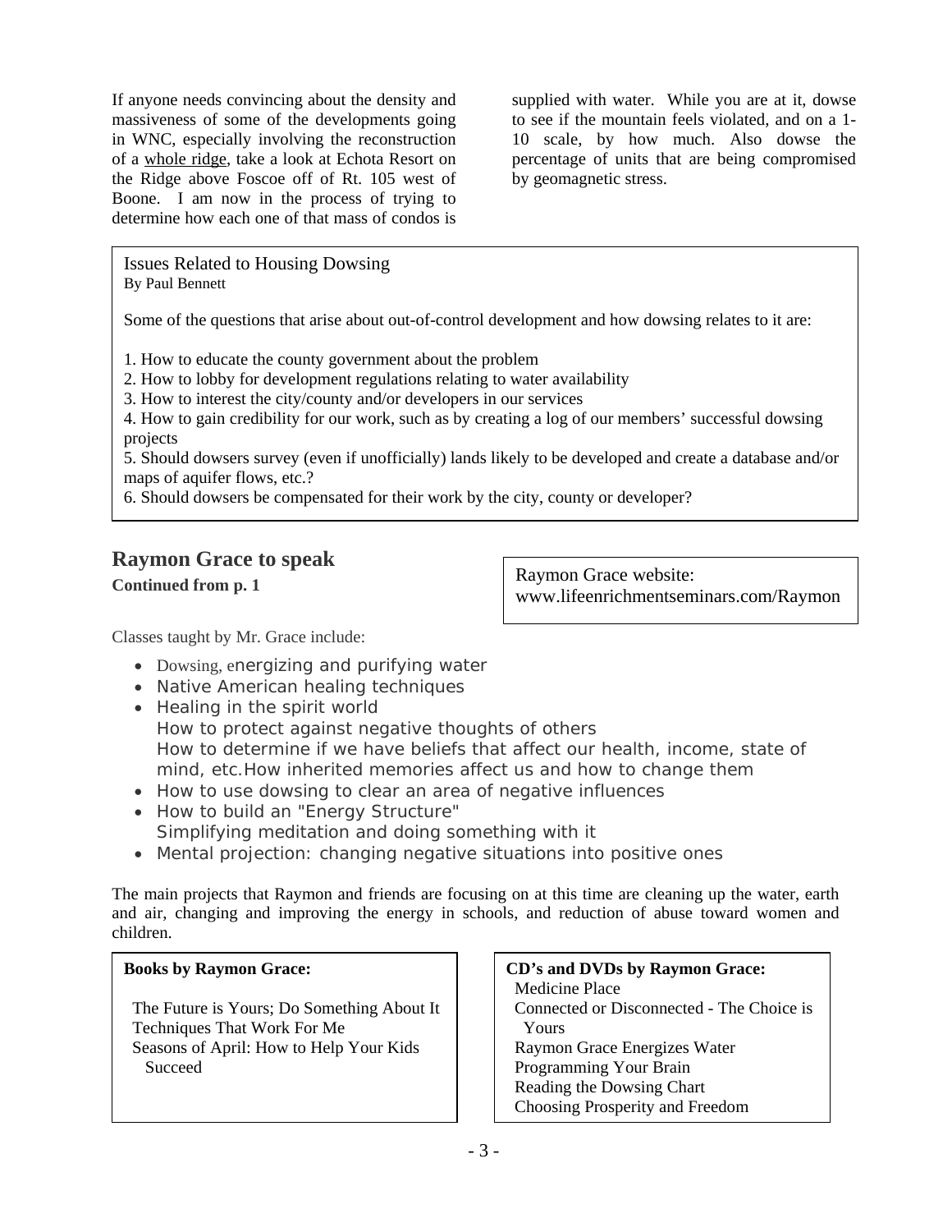If anyone needs convincing about the density and massiveness of some of the developments going in WNC, especially involving the reconstruction of a whole ridge, take a look at Echota Resort on the Ridge above Foscoe off of Rt. 105 west of Boone. I am now in the process of trying to determine how each one of that mass of condos is supplied with water. While you are at it, dowse to see if the mountain feels violated, and on a 1-10 scale, by how much. Also dowse the percentage of units that are being compromised by geomagnetic stress.

Issues Related to Housing Dowsing
By Paul Bennett

Some of the questions that arise about out-of-control development and how dowsing relates to it are:

1. How to educate the county government about the problem
2. How to lobby for development regulations relating to water availability
3. How to interest the city/county and/or developers in our services
4. How to gain credibility for our work, such as by creating a log of our members' successful dowsing projects
5. Should dowsers survey (even if unofficially) lands likely to be developed and create a database and/or maps of aquifer flows, etc.?
6. Should dowsers be compensated for their work by the city, county or developer?

## Raymon Grace to speak

**Continued from p. 1**

Raymon Grace website:
www.lifeenrichmentseminars.com/Raymon

Classes taught by Mr. Grace include:

- Dowsing, energizing and purifying water
- Native American healing techniques
- Healing in the spirit world
  How to protect against negative thoughts of others
  How to determine if we have beliefs that affect our health, income, state of mind, etc.How inherited memories affect us and how to change them
- How to use dowsing to clear an area of negative influences
- How to build an "Energy Structure"
  Simplifying meditation and doing something with it
- Mental projection: changing negative situations into positive ones

The main projects that Raymon and friends are focusing on at this time are cleaning up the water, earth and air, changing and improving the energy in schools, and reduction of abuse toward women and children.

**Books by Raymon Grace:**

The Future is Yours; Do Something About It
Techniques That Work For Me
Seasons of April: How to Help Your Kids Succeed

**CD's and DVDs by Raymon Grace:**

Medicine Place
Connected or Disconnected - The Choice is Yours
Raymon Grace Energizes Water
Programming Your Brain
Reading the Dowsing Chart
Choosing Prosperity and Freedom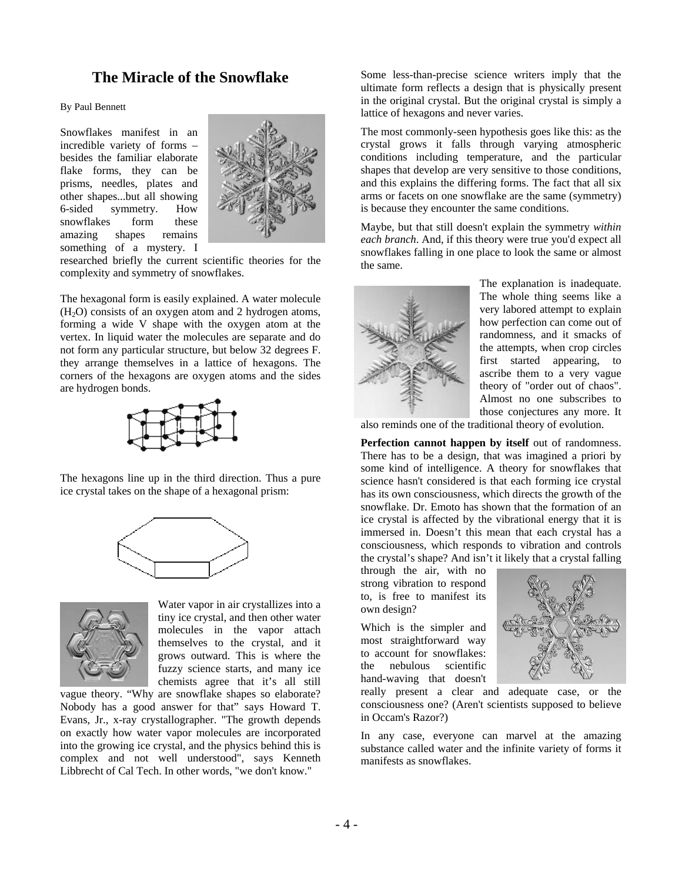# The Miracle of the Snowflake

By Paul Bennett

Snowflakes manifest in an incredible variety of forms – besides the familiar elaborate flake forms, they can be prisms, needles, plates and other shapes...but all showing 6-sided symmetry. How snowflakes form these amazing shapes remains something of a mystery. I researched briefly the current scientific theories for the complexity and symmetry of snowflakes.

The hexagonal form is easily explained. A water molecule ($H_2O$) consists of an oxygen atom and 2 hydrogen atoms, forming a wide V shape with the oxygen atom at the vertex. In liquid water the molecules are separate and do not form any particular structure, but below 32 degrees F. they arrange themselves in a lattice of hexagons. The corners of the hexagons are oxygen atoms and the sides are hydrogen bonds.

The hexagons line up in the third direction. Thus a pure ice crystal takes on the shape of a hexagonal prism:

Water vapor in air crystallizes into a tiny ice crystal, and then other water molecules in the vapor attach themselves to the crystal, and it grows outward. This is where the fuzzy science starts, and many ice chemists agree that it's all still vague theory. "Why are snowflake shapes so elaborate? Nobody has a good answer for that" says Howard T. Evans, Jr., x-ray crystallographer. "The growth depends on exactly how water vapor molecules are incorporated into the growing ice crystal, and the physics behind this is complex and not well understood", says Kenneth Libbrecht of Cal Tech. In other words, "we don't know."

Some less-than-precise science writers imply that the ultimate form reflects a design that is physically present in the original crystal. But the original crystal is simply a lattice of hexagons and never varies.

The most commonly-seen hypothesis goes like this: as the crystal grows it falls through varying atmospheric conditions including temperature, and the particular shapes that develop are very sensitive to those conditions, and this explains the differing forms. The fact that all six arms or facets on one snowflake are the same (symmetry) is because they encounter the same conditions.

Maybe, but that still doesn't explain the symmetry *within each branch*. And, if this theory were true you'd expect all snowflakes falling in one place to look the same or almost the same.

The explanation is inadequate. The whole thing seems like a very labored attempt to explain how perfection can come out of randomness, and it smacks of the attempts, when crop circles first started appearing, to ascribe them to a very vague theory of "order out of chaos". Almost no one subscribes to those conjectures any more. It also reminds one of the traditional theory of evolution.

**Perfection cannot happen by itself** out of randomness. There has to be a design, that was imagined a priori by some kind of intelligence. A theory for snowflakes that science hasn't considered is that each forming ice crystal has its own consciousness, which directs the growth of the snowflake. Dr. Emoto has shown that the formation of an ice crystal is affected by the vibrational energy that it is immersed in. Doesn't this mean that each crystal has a consciousness, which responds to vibration and controls the crystal's shape? And isn't it likely that a crystal falling through the air, with no strong vibration to respond to, is free to manifest its own design?

Which is the simpler and most straightforward way to account for snowflakes: the nebulous scientific hand-waving that doesn't really present a clear and adequate case, or the consciousness one? (Aren't scientists supposed to believe in Occam's Razor?)

In any case, everyone can marvel at the amazing substance called water and the infinite variety of forms it manifests as snowflakes.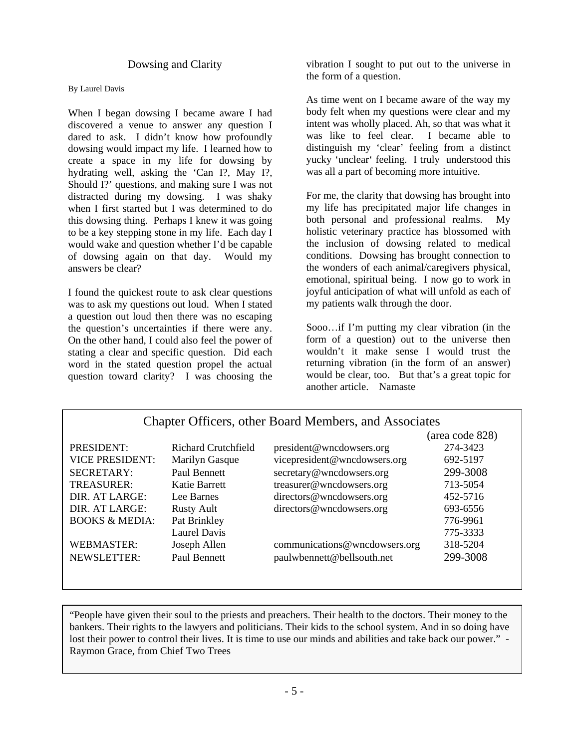## Dowsing and Clarity

By Laurel Davis

When I began dowsing I became aware I had discovered a venue to answer any question I dared to ask. I didn't know how profoundly dowsing would impact my life. I learned how to create a space in my life for dowsing by hydrating well, asking the 'Can I?, May I?, Should I?' questions, and making sure I was not distracted during my dowsing. I was shaky when I first started but I was determined to do this dowsing thing. Perhaps I knew it was going to be a key stepping stone in my life. Each day I would wake and question whether I'd be capable of dowsing again on that day. Would my answers be clear?

I found the quickest route to ask clear questions was to ask my questions out loud. When I stated a question out loud then there was no escaping the question's uncertainties if there were any. On the other hand, I could also feel the power of stating a clear and specific question. Did each word in the stated question propel the actual question toward clarity? I was choosing the vibration I sought to put out to the universe in the form of a question.

As time went on I became aware of the way my body felt when my questions were clear and my intent was wholly placed. Ah, so that was what it was like to feel clear. I became able to distinguish my 'clear' feeling from a distinct yucky 'unclear' feeling. I truly understood this was all a part of becoming more intuitive.

For me, the clarity that dowsing has brought into my life has precipitated major life changes in both personal and professional realms. My holistic veterinary practice has blossomed with the inclusion of dowsing related to medical conditions. Dowsing has brought connection to the wonders of each animal/caregivers physical, emotional, spiritual being. I now go to work in joyful anticipation of what will unfold as each of my patients walk through the door.

Sooo…if I'm putting my clear vibration (in the form of a question) out to the universe then wouldn't it make sense I would trust the returning vibration (in the form of an answer) would be clear, too. But that's a great topic for another article. Namaste

### Chapter Officers, other Board Members, and Associates

| | | | (area code 828) |
|---|---|---|---|
| PRESIDENT: | Richard Crutchfield | president@wncdowsers.org | 274-3423 |
| VICE PRESIDENT: | Marilyn Gasque | vicepresident@wncdowsers.org | 692-5197 |
| SECRETARY: | Paul Bennett | secretary@wncdowsers.org | 299-3008 |
| TREASURER: | Katie Barrett | treasurer@wncdowsers.org | 713-5054 |
| DIR. AT LARGE: | Lee Barnes | directors@wncdowsers.org | 452-5716 |
| DIR. AT LARGE: | Rusty Ault | directors@wncdowsers.org | 693-6556 |
| BOOKS & MEDIA: | Pat Brinkley | | 776-9961 |
| | Laurel Davis | | 775-3333 |
| WEBMASTER: | Joseph Allen | communications@wncdowsers.org | 318-5204 |
| NEWSLETTER: | Paul Bennett | paulwbennett@bellsouth.net | 299-3008 |

"People have given their soul to the priests and preachers. Their health to the doctors. Their money to the bankers. Their rights to the lawyers and politicians. Their kids to the school system. And in so doing have lost their power to control their lives. It is time to use our minds and abilities and take back our power." - Raymon Grace, from Chief Two Trees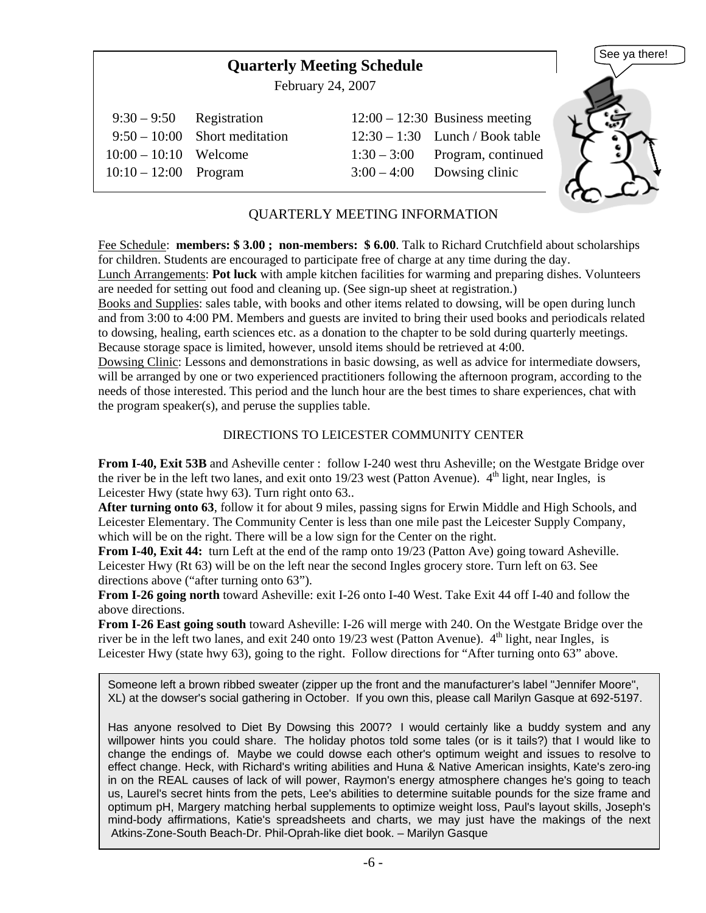## Quarterly Meeting Schedule

February 24, 2007

| | | | |
|---|---|---|---|
| 9:30 – 9:50 | Registration | 12:00 – 12:30 | Business meeting |
| 9:50 – 10:00 | Short meditation | 12:30 – 1:30 | Lunch / Book table |
| 10:00 – 10:10 | Welcome | 1:30 – 3:00 | Program, continued |
| 10:10 – 12:00 | Program | 3:00 – 4:00 | Dowsing clinic |

See ya there!

### QUARTERLY MEETING INFORMATION

Fee Schedule: **members: $ 3.00 ; non-members: $ 6.00**. Talk to Richard Crutchfield about scholarships for children. Students are encouraged to participate free of charge at any time during the day.

Lunch Arrangements: **Pot luck** with ample kitchen facilities for warming and preparing dishes. Volunteers are needed for setting out food and cleaning up. (See sign-up sheet at registration.)

Books and Supplies: sales table, with books and other items related to dowsing, will be open during lunch and from 3:00 to 4:00 PM. Members and guests are invited to bring their used books and periodicals related to dowsing, healing, earth sciences etc. as a donation to the chapter to be sold during quarterly meetings. Because storage space is limited, however, unsold items should be retrieved at 4:00.

Dowsing Clinic: Lessons and demonstrations in basic dowsing, as well as advice for intermediate dowsers, will be arranged by one or two experienced practitioners following the afternoon program, according to the needs of those interested. This period and the lunch hour are the best times to share experiences, chat with the program speaker(s), and peruse the supplies table.

### DIRECTIONS TO LEICESTER COMMUNITY CENTER

**From I-40, Exit 53B** and Asheville center : follow I-240 west thru Asheville; on the Westgate Bridge over the river be in the left two lanes, and exit onto 19/23 west (Patton Avenue). 4th light, near Ingles, is Leicester Hwy (state hwy 63). Turn right onto 63..

**After turning onto 63**, follow it for about 9 miles, passing signs for Erwin Middle and High Schools, and Leicester Elementary. The Community Center is less than one mile past the Leicester Supply Company, which will be on the right. There will be a low sign for the Center on the right.

**From I-40, Exit 44:** turn Left at the end of the ramp onto 19/23 (Patton Ave) going toward Asheville. Leicester Hwy (Rt 63) will be on the left near the second Ingles grocery store. Turn left on 63. See directions above ("after turning onto 63").

**From I-26 going north** toward Asheville: exit I-26 onto I-40 West. Take Exit 44 off I-40 and follow the above directions.

**From I-26 East going south** toward Asheville: I-26 will merge with 240. On the Westgate Bridge over the river be in the left two lanes, and exit 240 onto 19/23 west (Patton Avenue). 4th light, near Ingles, is Leicester Hwy (state hwy 63), going to the right. Follow directions for "After turning onto 63" above.

Someone left a brown ribbed sweater (zipper up the front and the manufacturer's label "Jennifer Moore", XL) at the dowser's social gathering in October. If you own this, please call Marilyn Gasque at 692-5197.

Has anyone resolved to Diet By Dowsing this 2007? I would certainly like a buddy system and any willpower hints you could share. The holiday photos told some tales (or is it tails?) that I would like to change the endings of. Maybe we could dowse each other's optimum weight and issues to resolve to effect change. Heck, with Richard's writing abilities and Huna & Native American insights, Kate's zero-ing in on the REAL causes of lack of will power, Raymon's energy atmosphere changes he's going to teach us, Laurel's secret hints from the pets, Lee's abilities to determine suitable pounds for the size frame and optimum pH, Margery matching herbal supplements to optimize weight loss, Paul's layout skills, Joseph's mind-body affirmations, Katie's spreadsheets and charts, we may just have the makings of the next Atkins-Zone-South Beach-Dr. Phil-Oprah-like diet book. – Marilyn Gasque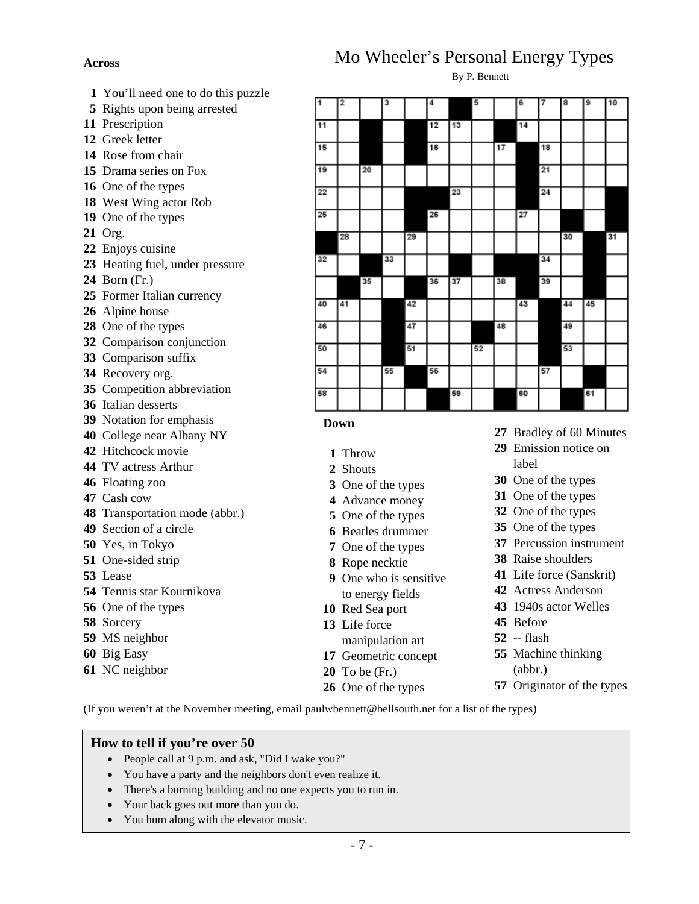# Mo Wheeler's Personal Energy Types

By P. Bennett

**Across**

1 You'll need one to do this puzzle
5 Rights upon being arrested
11 Prescription
12 Greek letter
14 Rose from chair
15 Drama series on Fox
16 One of the types
18 West Wing actor Rob
19 One of the types
21 Org.
22 Enjoys cuisine
23 Heating fuel, under pressure
24 Born (Fr.)
25 Former Italian currency
26 Alpine house
28 One of the types
32 Comparison conjunction
33 Comparison suffix
34 Recovery org.
35 Competition abbreviation
36 Italian desserts
39 Notation for emphasis
40 College near Albany NY
42 Hitchcock movie
44 TV actress Arthur
46 Floating zoo
47 Cash cow
48 Transportation mode (abbr.)
49 Section of a circle
50 Yes, in Tokyo
51 One-sided strip
53 Lease
54 Tennis star Kournikova
56 One of the types
58 Sorcery
59 MS neighbor
60 Big Easy
61 NC neighbor

**Down**

1 Throw
2 Shouts
3 One of the types
4 Advance money
5 One of the types
6 Beatles drummer
7 One of the types
8 Rope necktie
9 One who is sensitive to energy fields
10 Red Sea port
13 Life force manipulation art
17 Geometric concept
20 To be (Fr.)
26 One of the types
27 Bradley of 60 Minutes
29 Emission notice on label
30 One of the types
31 One of the types
32 One of the types
35 One of the types
37 Percussion instrument
38 Raise shoulders
41 Life force (Sanskrit)
42 Actress Anderson
43 1940s actor Welles
45 Before
52 -- flash
55 Machine thinking (abbr.)
57 Originator of the types

(If you weren't at the November meeting, email paulwbennett@bellsouth.net for a list of the types)

## How to tell if you're over 50

- People call at 9 p.m. and ask, "Did I wake you?"
- You have a party and the neighbors don't even realize it.
- There's a burning building and no one expects you to run in.
- Your back goes out more than you do.
- You hum along with the elevator music.